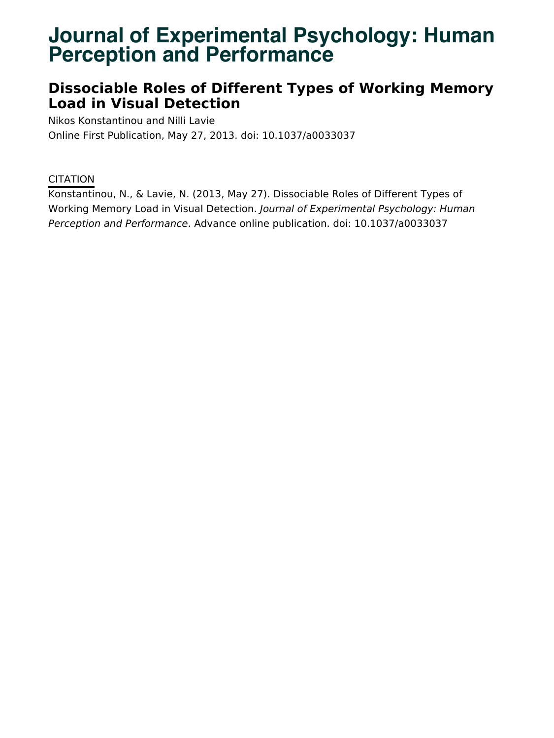# Journal of Experimental Psychology: Human Perception and Performance

## Dissociable Roles of Different Types of Working Memory Load in Visual Detection

Nikos Konstantinou and Nilli Lavie

Online First Publication, May 27, 2013. doi: 10.1037/a0033037

CITATION

Konstantinou, N., & Lavie, N. (2013, May 27). Dissociable Roles of Different Types of Working Memory Load in Visual Detection. *Journal of Experimental Psychology: Human Perception and Performance*. Advance online publication. doi: 10.1037/a0033037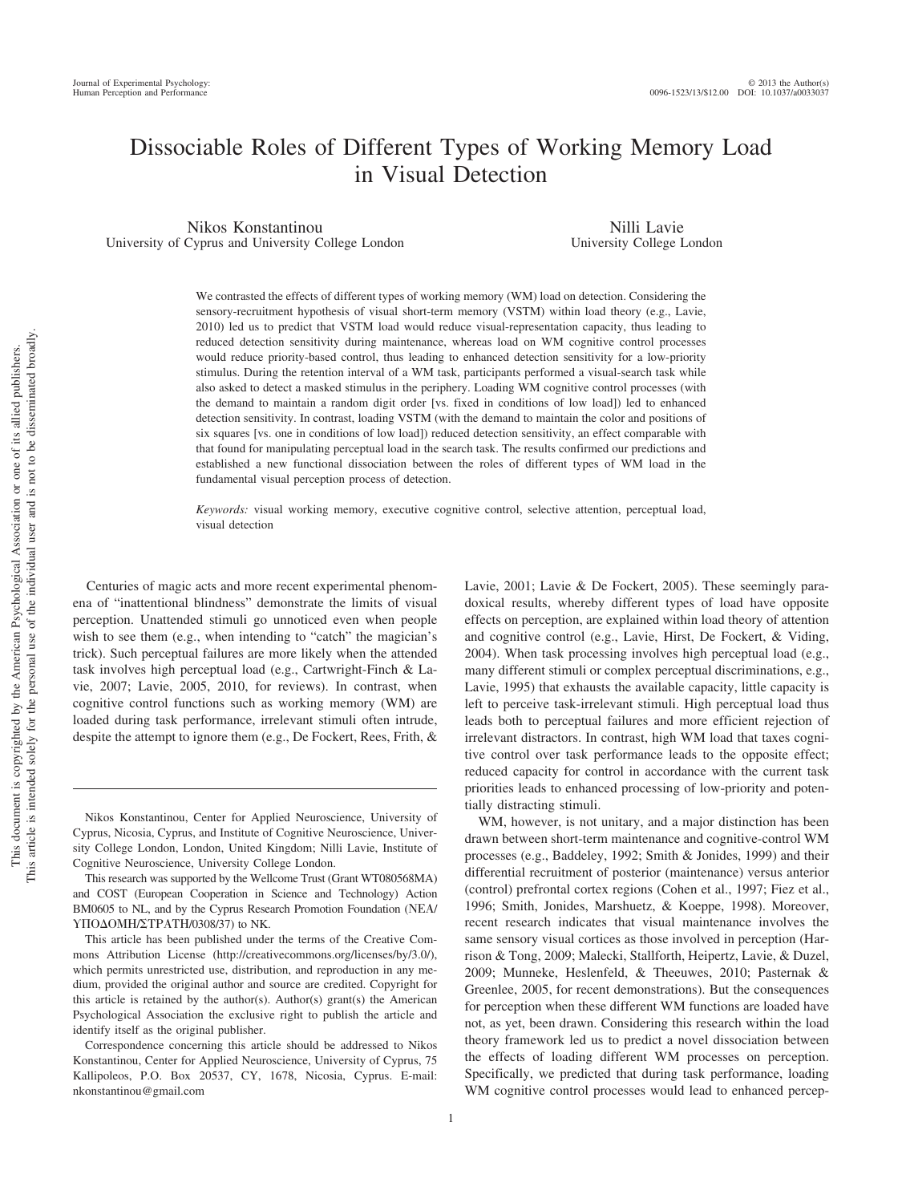# Dissociable Roles of Different Types of Working Memory Load in Visual Detection

Nikos Konstantinou
University of Cyprus and University College London

Nilli Lavie
University College London

We contrasted the effects of different types of working memory (WM) load on detection. Considering the sensory-recruitment hypothesis of visual short-term memory (VSTM) within load theory (e.g., Lavie, 2010) led us to predict that VSTM load would reduce visual-representation capacity, thus leading to reduced detection sensitivity during maintenance, whereas load on WM cognitive control processes would reduce priority-based control, thus leading to enhanced detection sensitivity for a low-priority stimulus. During the retention interval of a WM task, participants performed a visual-search task while also asked to detect a masked stimulus in the periphery. Loading WM cognitive control processes (with the demand to maintain a random digit order [vs. fixed in conditions of low load]) led to enhanced detection sensitivity. In contrast, loading VSTM (with the demand to maintain the color and positions of six squares [vs. one in conditions of low load]) reduced detection sensitivity, an effect comparable with that found for manipulating perceptual load in the search task. The results confirmed our predictions and established a new functional dissociation between the roles of different types of WM load in the fundamental visual perception process of detection.

*Keywords:* visual working memory, executive cognitive control, selective attention, perceptual load, visual detection

Centuries of magic acts and more recent experimental phenomena of "inattentional blindness" demonstrate the limits of visual perception. Unattended stimuli go unnoticed even when people wish to see them (e.g., when intending to "catch" the magician's trick). Such perceptual failures are more likely when the attended task involves high perceptual load (e.g., Cartwright-Finch & Lavie, 2007; Lavie, 2005, 2010, for reviews). In contrast, when cognitive control functions such as working memory (WM) are loaded during task performance, irrelevant stimuli often intrude, despite the attempt to ignore them (e.g., De Fockert, Rees, Frith, & Lavie, 2001; Lavie & De Fockert, 2005). These seemingly paradoxical results, whereby different types of load have opposite effects on perception, are explained within load theory of attention and cognitive control (e.g., Lavie, Hirst, De Fockert, & Viding, 2004). When task processing involves high perceptual load (e.g., many different stimuli or complex perceptual discriminations, e.g., Lavie, 1995) that exhausts the available capacity, little capacity is left to perceive task-irrelevant stimuli. High perceptual load thus leads both to perceptual failures and more efficient rejection of irrelevant distractors. In contrast, high WM load that taxes cognitive control over task performance leads to the opposite effect; reduced capacity for control in accordance with the current task priorities leads to enhanced processing of low-priority and potentially distracting stimuli.

WM, however, is not unitary, and a major distinction has been drawn between short-term maintenance and cognitive-control WM processes (e.g., Baddeley, 1992; Smith & Jonides, 1999) and their differential recruitment of posterior (maintenance) versus anterior (control) prefrontal cortex regions (Cohen et al., 1997; Fiez et al., 1996; Smith, Jonides, Marshuetz, & Koeppe, 1998). Moreover, recent research indicates that visual maintenance involves the same sensory visual cortices as those involved in perception (Harrison & Tong, 2009; Malecki, Stallforth, Heipertz, Lavie, & Duzel, 2009; Munneke, Heslenfeld, & Theeuwes, 2010; Pasternak & Greenlee, 2005, for recent demonstrations). But the consequences for perception when these different WM functions are loaded have not, as yet, been drawn. Considering this research within the load theory framework led us to predict a novel dissociation between the effects of loading different WM processes on perception. Specifically, we predicted that during task performance, loading WM cognitive control processes would lead to enhanced percep-

---

Nikos Konstantinou, Center for Applied Neuroscience, University of Cyprus, Nicosia, Cyprus, and Institute of Cognitive Neuroscience, University College London, London, United Kingdom; Nilli Lavie, Institute of Cognitive Neuroscience, University College London.

This research was supported by the Wellcome Trust (Grant WT080568MA) and COST (European Cooperation in Science and Technology) Action BM0605 to NL, and by the Cyprus Research Promotion Foundation (ΝΕΑ/ΥΠΟΔΟΜΗ/ΣΤΡΑΤΗ/0308/37) to NK.

This article has been published under the terms of the Creative Commons Attribution License (http://creativecommons.org/licenses/by/3.0/), which permits unrestricted use, distribution, and reproduction in any medium, provided the original author and source are credited. Copyright for this article is retained by the author(s). Author(s) grant(s) the American Psychological Association the exclusive right to publish the article and identify itself as the original publisher.

Correspondence concerning this article should be addressed to Nikos Konstantinou, Center for Applied Neuroscience, University of Cyprus, 75 Kallipoleos, P.O. Box 20537, CY, 1678, Nicosia, Cyprus. E-mail: nkonstantinou@gmail.com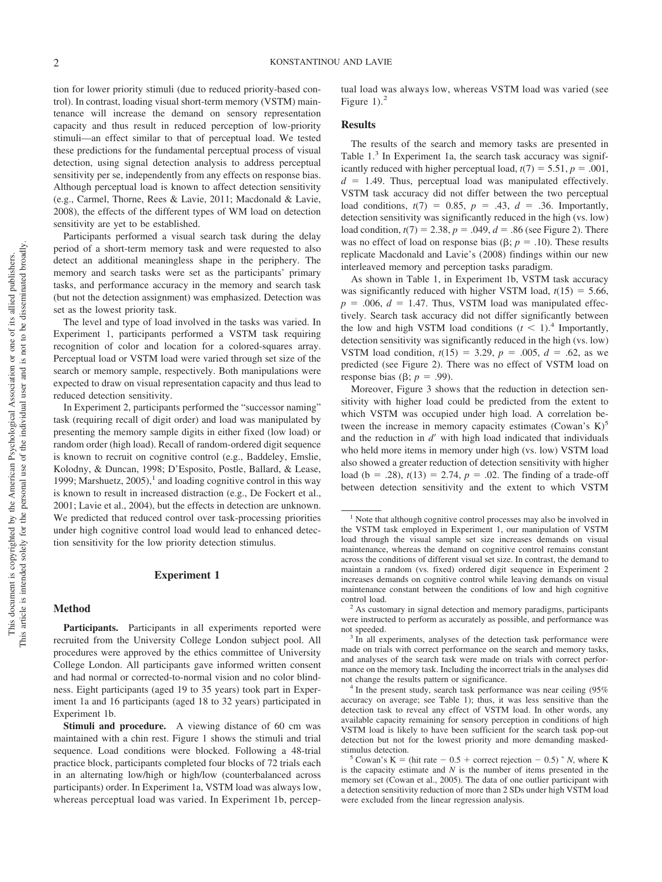tion for lower priority stimuli (due to reduced priority-based control). In contrast, loading visual short-term memory (VSTM) maintenance will increase the demand on sensory representation capacity and thus result in reduced perception of low-priority stimuli—an effect similar to that of perceptual load. We tested these predictions for the fundamental perceptual process of visual detection, using signal detection analysis to address perceptual sensitivity per se, independently from any effects on response bias. Although perceptual load is known to affect detection sensitivity (e.g., Carmel, Thorne, Rees & Lavie, 2011; Macdonald & Lavie, 2008), the effects of the different types of WM load on detection sensitivity are yet to be established.

Participants performed a visual search task during the delay period of a short-term memory task and were requested to also detect an additional meaningless shape in the periphery. The memory and search tasks were set as the participants' primary tasks, and performance accuracy in the memory and search task (but not the detection assignment) was emphasized. Detection was set as the lowest priority task.

The level and type of load involved in the tasks was varied. In Experiment 1, participants performed a VSTM task requiring recognition of color and location for a colored-squares array. Perceptual load or VSTM load were varied through set size of the search or memory sample, respectively. Both manipulations were expected to draw on visual representation capacity and thus lead to reduced detection sensitivity.

In Experiment 2, participants performed the "successor naming" task (requiring recall of digit order) and load was manipulated by presenting the memory sample digits in either fixed (low load) or random order (high load). Recall of random-ordered digit sequence is known to recruit on cognitive control (e.g., Baddeley, Emslie, Kolodny, & Duncan, 1998; D'Esposito, Postle, Ballard, & Lease, 1999; Marshuetz, 2005),[1] and loading cognitive control in this way is known to result in increased distraction (e.g., De Fockert et al., 2001; Lavie et al., 2004), but the effects in detection are unknown. We predicted that reduced control over task-processing priorities under high cognitive control load would lead to enhanced detection sensitivity for the low priority detection stimulus.

## Experiment 1

### Method

**Participants.** Participants in all experiments reported were recruited from the University College London subject pool. All procedures were approved by the ethics committee of University College London. All participants gave informed written consent and had normal or corrected-to-normal vision and no color blindness. Eight participants (aged 19 to 35 years) took part in Experiment 1a and 16 participants (aged 18 to 32 years) participated in Experiment 1b.

**Stimuli and procedure.** A viewing distance of 60 cm was maintained with a chin rest. Figure 1 shows the stimuli and trial sequence. Load conditions were blocked. Following a 48-trial practice block, participants completed four blocks of 72 trials each in an alternating low/high or high/low (counterbalanced across participants) order. In Experiment 1a, VSTM load was always low, whereas perceptual load was varied. In Experiment 1b, perceptual load was always low, whereas VSTM load was varied (see Figure 1).[2]

### Results

The results of the search and memory tasks are presented in Table 1.[3] In Experiment 1a, the search task accuracy was significantly reduced with higher perceptual load, $t(7) = 5.51$, $p = .001$, $d = 1.49$. Thus, perceptual load was manipulated effectively. VSTM task accuracy did not differ between the two perceptual load conditions, $t(7) = 0.85$, $p = .43$, $d = .36$. Importantly, detection sensitivity was significantly reduced in the high (vs. low) load condition, $t(7) = 2.38$, $p = .049$, $d = .86$ (see Figure 2). There was no effect of load on response bias ($\beta$; $p = .10$). These results replicate Macdonald and Lavie's (2008) findings within our new interleaved memory and perception tasks paradigm.

As shown in Table 1, in Experiment 1b, VSTM task accuracy was significantly reduced with higher VSTM load, $t(15) = 5.66$, $p = .006$, $d = 1.47$. Thus, VSTM load was manipulated effectively. Search task accuracy did not differ significantly between the low and high VSTM load conditions ($t < 1$).[4] Importantly, detection sensitivity was significantly reduced in the high (vs. low) VSTM load condition, $t(15) = 3.29$, $p = .005$, $d = .62$, as we predicted (see Figure 2). There was no effect of VSTM load on response bias ($\beta$; $p = .99$).

Moreover, Figure 3 shows that the reduction in detection sensitivity with higher load could be predicted from the extent to which VSTM was occupied under high load. A correlation between the increase in memory capacity estimates (Cowan's K)[5] and the reduction in $d'$ with high load indicated that individuals who held more items in memory under high (vs. low) VSTM load also showed a greater reduction of detection sensitivity with higher load ($b = .28$), $t(13) = 2.74$, $p = .02$. The finding of a trade-off between detection sensitivity and the extent to which VSTM

---

[1] Note that although cognitive control processes may also be involved in the VSTM task employed in Experiment 1, our manipulation of VSTM load through the visual sample set size increases demands on visual maintenance, whereas the demand on cognitive control remains constant across the conditions of different visual set size. In contrast, the demand to maintain a random (vs. fixed) ordered digit sequence in Experiment 2 increases demands on cognitive control while leaving demands on visual maintenance constant between the conditions of low and high cognitive control load.

[2] As customary in signal detection and memory paradigms, participants were instructed to perform as accurately as possible, and performance was not speeded.

[3] In all experiments, analyses of the detection task performance were made on trials with correct performance on the search and memory tasks, and analyses of the search task were made on trials with correct performance on the memory task. Including the incorrect trials in the analyses did not change the results pattern or significance.

[4] In the present study, search task performance was near ceiling (95% accuracy on average; see Table 1); thus, it was less sensitive than the detection task to reveal any effect of VSTM load. In other words, any available capacity remaining for sensory perception in conditions of high VSTM load is likely to have been sufficient for the search task pop-out detection but not for the lowest priority and more demanding masked-stimulus detection.

[5] Cowan's K = (hit rate − 0.5 + correct rejection − 0.5) * $N$, where K is the capacity estimate and $N$ is the number of items presented in the memory set (Cowan et al., 2005). The data of one outlier participant with a detection sensitivity reduction of more than 2 SDs under high VSTM load were excluded from the linear regression analysis.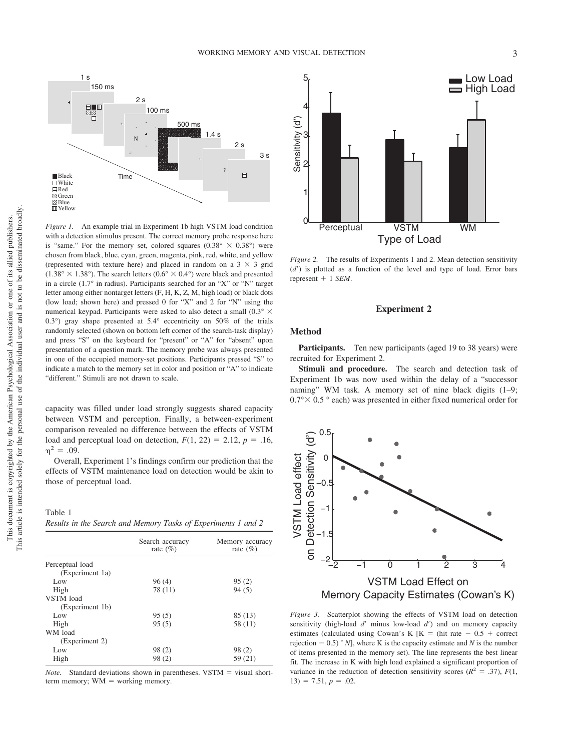*Figure 1.* An example trial in Experiment 1b high VSTM load condition with a detection stimulus present. The correct memory probe response here is "same." For the memory set, colored squares (0.38° × 0.38°) were chosen from black, blue, cyan, green, magenta, pink, red, white, and yellow (represented with texture here) and placed in random on a 3 × 3 grid (1.38° × 1.38°). The search letters (0.6° × 0.4°) were black and presented in a circle (1.7° in radius). Participants searched for an "X" or "N" target letter among either nontarget letters (F, H, K, Z, M, high load) or black dots (low load; shown here) and pressed 0 for "X" and 2 for "N" using the numerical keypad. Participants were asked to also detect a small (0.3° × 0.3°) gray shape presented at 5.4° eccentricity on 50% of the trials randomly selected (shown on bottom left corner of the search-task display) and press "S" on the keyboard for "present" or "A" for "absent" upon presentation of a question mark. The memory probe was always presented in one of the occupied memory-set positions. Participants pressed "S" to indicate a match to the memory set in color and position or "A" to indicate "different." Stimuli are not drawn to scale.

capacity was filled under load strongly suggests shared capacity between VSTM and perception. Finally, a between-experiment comparison revealed no difference between the effects of VSTM load and perceptual load on detection, $F(1, 22) = 2.12$, $p = .16$, $\eta^2 = .09$.

Overall, Experiment 1's findings confirm our prediction that the effects of VSTM maintenance load on detection would be akin to those of perceptual load.

Table 1
*Results in the Search and Memory Tasks of Experiments 1 and 2*

| | Search accuracy rate (%) | Memory accuracy rate (%) |
|---|---|---|
| Perceptual load (Experiment 1a) | | |
| Low | 96 (4) | 95 (2) |
| High | 78 (11) | 94 (5) |
| VSTM load (Experiment 1b) | | |
| Low | 95 (5) | 85 (13) |
| High | 95 (5) | 58 (11) |
| WM load (Experiment 2) | | |
| Low | 98 (2) | 98 (2) |
| High | 98 (2) | 59 (21) |

*Note.* Standard deviations shown in parentheses. VSTM = visual short-term memory; WM = working memory.

*Figure 2.* The results of Experiments 1 and 2. Mean detection sensitivity ($d'$) is plotted as a function of the level and type of load. Error bars represent + 1 *SEM*.

## Experiment 2

### Method

**Participants.** Ten new participants (aged 19 to 38 years) were recruited for Experiment 2.

**Stimuli and procedure.** The search and detection task of Experiment 1b was now used within the delay of a "successor naming" WM task. A memory set of nine black digits (1–9; 0.7°× 0.5 ° each) was presented in either fixed numerical order for

*Figure 3.* Scatterplot showing the effects of VSTM load on detection sensitivity (high-load $d'$ minus low-load $d'$) and on memory capacity estimates (calculated using Cowan's K [K = (hit rate − 0.5 + correct rejection − 0.5) * *N*], where K is the capacity estimate and *N* is the number of items presented in the memory set). The line represents the best linear fit. The increase in K with high load explained a significant proportion of variance in the reduction of detection sensitivity scores ($R^2 = .37$), $F(1, 13) = 7.51$, $p = .02$.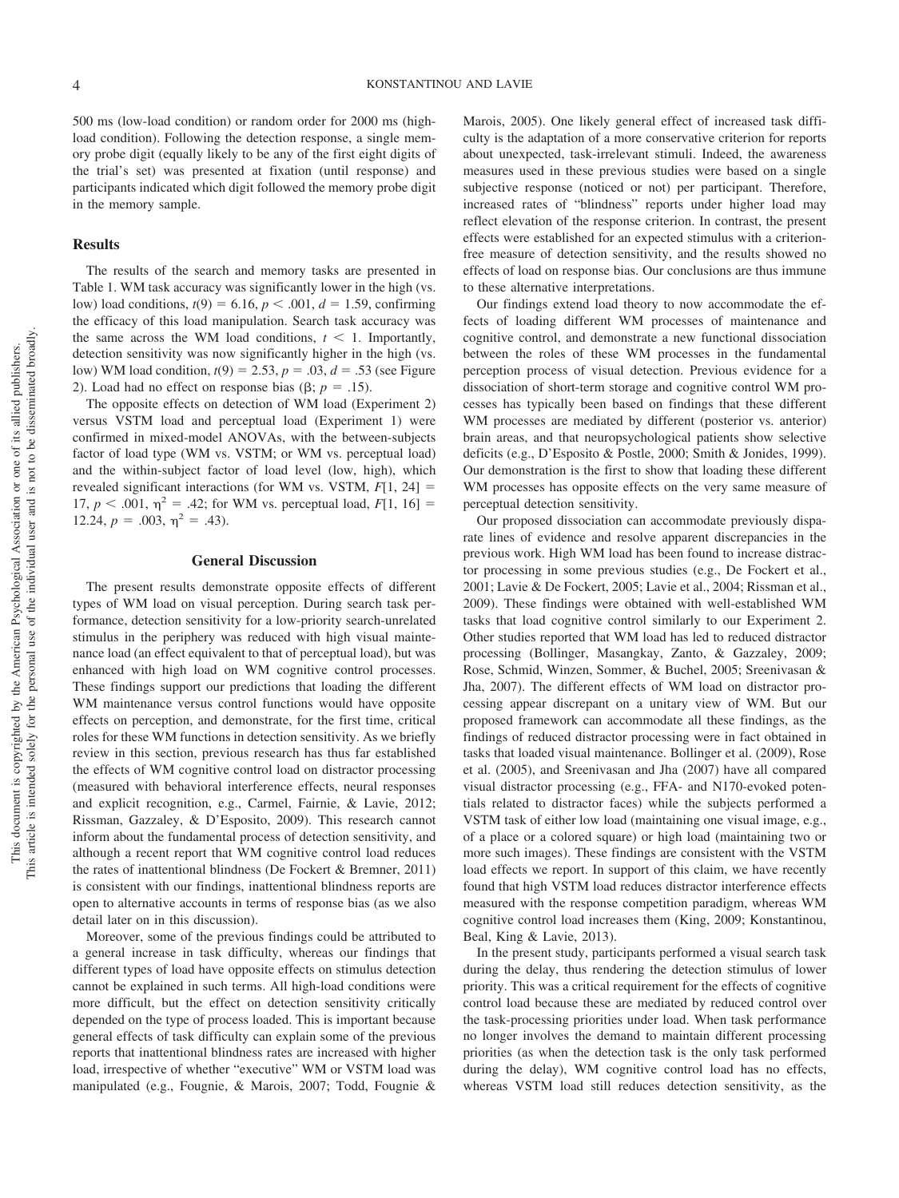500 ms (low-load condition) or random order for 2000 ms (high-load condition). Following the detection response, a single memory probe digit (equally likely to be any of the first eight digits of the trial's set) was presented at fixation (until response) and participants indicated which digit followed the memory probe digit in the memory sample.

## Results

The results of the search and memory tasks are presented in Table 1. WM task accuracy was significantly lower in the high (vs. low) load conditions, $t(9) = 6.16$, $p < .001$, $d = 1.59$, confirming the efficacy of this load manipulation. Search task accuracy was the same across the WM load conditions, $t < 1$. Importantly, detection sensitivity was now significantly higher in the high (vs. low) WM load condition, $t(9) = 2.53$, $p = .03$, $d = .53$ (see Figure 2). Load had no effect on response bias ($\beta$; $p = .15$).

The opposite effects on detection of WM load (Experiment 2) versus VSTM load and perceptual load (Experiment 1) were confirmed in mixed-model ANOVAs, with the between-subjects factor of load type (WM vs. VSTM; or WM vs. perceptual load) and the within-subject factor of load level (low, high), which revealed significant interactions (for WM vs. VSTM, $F[1, 24] = 17$, $p < .001$, $\eta^2 = .42$; for WM vs. perceptual load, $F[1, 16] = 12.24$, $p = .003$, $\eta^2 = .43$).

# General Discussion

The present results demonstrate opposite effects of different types of WM load on visual perception. During search task performance, detection sensitivity for a low-priority search-unrelated stimulus in the periphery was reduced with high visual maintenance load (an effect equivalent to that of perceptual load), but was enhanced with high load on WM cognitive control processes. These findings support our predictions that loading the different WM maintenance versus control functions would have opposite effects on perception, and demonstrate, for the first time, critical roles for these WM functions in detection sensitivity. As we briefly review in this section, previous research has thus far established the effects of WM cognitive control load on distractor processing (measured with behavioral interference effects, neural responses and explicit recognition, e.g., Carmel, Fairnie, & Lavie, 2012; Rissman, Gazzaley, & D'Esposito, 2009). This research cannot inform about the fundamental process of detection sensitivity, and although a recent report that WM cognitive control load reduces the rates of inattentional blindness (De Fockert & Bremner, 2011) is consistent with our findings, inattentional blindness reports are open to alternative accounts in terms of response bias (as we also detail later on in this discussion).

Moreover, some of the previous findings could be attributed to a general increase in task difficulty, whereas our findings that different types of load have opposite effects on stimulus detection cannot be explained in such terms. All high-load conditions were more difficult, but the effect on detection sensitivity critically depended on the type of process loaded. This is important because general effects of task difficulty can explain some of the previous reports that inattentional blindness rates are increased with higher load, irrespective of whether "executive" WM or VSTM load was manipulated (e.g., Fougnie, & Marois, 2007; Todd, Fougnie & Marois, 2005). One likely general effect of increased task difficulty is the adaptation of a more conservative criterion for reports about unexpected, task-irrelevant stimuli. Indeed, the awareness measures used in these previous studies were based on a single subjective response (noticed or not) per participant. Therefore, increased rates of "blindness" reports under higher load may reflect elevation of the response criterion. In contrast, the present effects were established for an expected stimulus with a criterion-free measure of detection sensitivity, and the results showed no effects of load on response bias. Our conclusions are thus immune to these alternative interpretations.

Our findings extend load theory to now accommodate the effects of loading different WM processes of maintenance and cognitive control, and demonstrate a new functional dissociation between the roles of these WM processes in the fundamental perception process of visual detection. Previous evidence for a dissociation of short-term storage and cognitive control WM processes has typically been based on findings that these different WM processes are mediated by different (posterior vs. anterior) brain areas, and that neuropsychological patients show selective deficits (e.g., D'Esposito & Postle, 2000; Smith & Jonides, 1999). Our demonstration is the first to show that loading these different WM processes has opposite effects on the very same measure of perceptual detection sensitivity.

Our proposed dissociation can accommodate previously disparate lines of evidence and resolve apparent discrepancies in the previous work. High WM load has been found to increase distractor processing in some previous studies (e.g., De Fockert et al., 2001; Lavie & De Fockert, 2005; Lavie et al., 2004; Rissman et al., 2009). These findings were obtained with well-established WM tasks that load cognitive control similarly to our Experiment 2. Other studies reported that WM load has led to reduced distractor processing (Bollinger, Masangkay, Zanto, & Gazzaley, 2009; Rose, Schmid, Winzen, Sommer, & Buchel, 2005; Sreenivasan & Jha, 2007). The different effects of WM load on distractor processing appear discrepant on a unitary view of WM. But our proposed framework can accommodate all these findings, as the findings of reduced distractor processing were in fact obtained in tasks that loaded visual maintenance. Bollinger et al. (2009), Rose et al. (2005), and Sreenivasan and Jha (2007) have all compared visual distractor processing (e.g., FFA- and N170-evoked potentials related to distractor faces) while the subjects performed a VSTM task of either low load (maintaining one visual image, e.g., of a place or a colored square) or high load (maintaining two or more such images). These findings are consistent with the VSTM load effects we report. In support of this claim, we have recently found that high VSTM load reduces distractor interference effects measured with the response competition paradigm, whereas WM cognitive control load increases them (King, 2009; Konstantinou, Beal, King & Lavie, 2013).

In the present study, participants performed a visual search task during the delay, thus rendering the detection stimulus of lower priority. This was a critical requirement for the effects of cognitive control load because these are mediated by reduced control over the task-processing priorities under load. When task performance no longer involves the demand to maintain different processing priorities (as when the detection task is the only task performed during the delay), WM cognitive control load has no effects, whereas VSTM load still reduces detection sensitivity, as the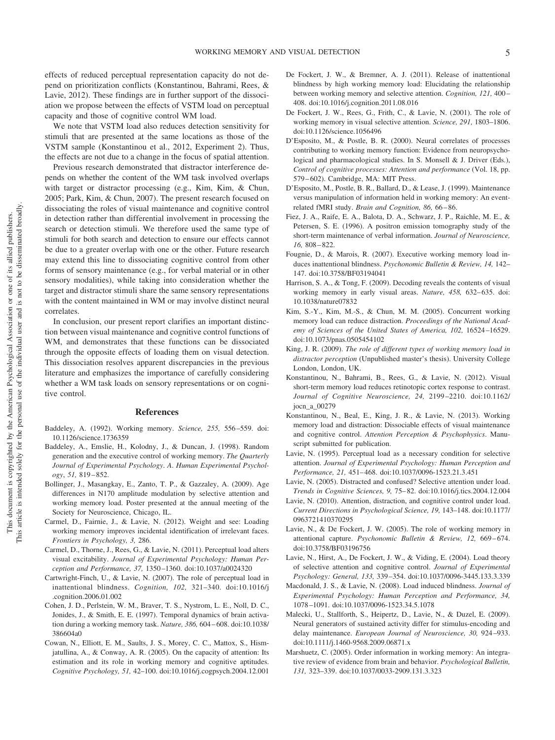effects of reduced perceptual representation capacity do not depend on prioritization conflicts (Konstantinou, Bahrami, Rees, & Lavie, 2012). These findings are in further support of the dissociation we propose between the effects of VSTM load on perceptual capacity and those of cognitive control WM load.

We note that VSTM load also reduces detection sensitivity for stimuli that are presented at the same locations as those of the VSTM sample (Konstantinou et al., 2012, Experiment 2). Thus, the effects are not due to a change in the focus of spatial attention.

Previous research demonstrated that distractor interference depends on whether the content of the WM task involved overlaps with target or distractor processing (e.g., Kim, Kim, & Chun, 2005; Park, Kim, & Chun, 2007). The present research focused on dissociating the roles of visual maintenance and cognitive control in detection rather than differential involvement in processing the search or detection stimuli. We therefore used the same type of stimuli for both search and detection to ensure our effects cannot be due to a greater overlap with one or the other. Future research may extend this line to dissociating cognitive control from other forms of sensory maintenance (e.g., for verbal material or in other sensory modalities), while taking into consideration whether the target and distractor stimuli share the same sensory representations with the content maintained in WM or may involve distinct neural correlates.

In conclusion, our present report clarifies an important distinction between visual maintenance and cognitive control functions of WM, and demonstrates that these functions can be dissociated through the opposite effects of loading them on visual detection. This dissociation resolves apparent discrepancies in the previous literature and emphasizes the importance of carefully considering whether a WM task loads on sensory representations or on cognitive control.

## References

Baddeley, A. (1992). Working memory. *Science, 255,* 556–559. doi:10.1126/science.1736359

Baddeley, A., Emslie, H., Kolodny, J., & Duncan, J. (1998). Random generation and the executive control of working memory. *The Quarterly Journal of Experimental Psychology. A. Human Experimental Psychology, 51,* 819–852.

Bollinger, J., Masangkay, E., Zanto, T. P., & Gazzaley, A. (2009). Age differences in N170 amplitude modulation by selective attention and working memory load. Poster presented at the annual meeting of the Society for Neuroscience, Chicago, IL.

Carmel, D., Fairnie, J., & Lavie, N. (2012). Weight and see: Loading working memory improves incidental identification of irrelevant faces. *Frontiers in Psychology, 3,* 286.

Carmel, D., Thorne, J., Rees, G., & Lavie, N. (2011). Perceptual load alters visual excitability. *Journal of Experimental Psychology: Human Perception and Performance, 37,* 1350–1360. doi:10.1037/a0024320

Cartwright-Finch, U., & Lavie, N. (2007). The role of perceptual load in inattentional blindness. *Cognition, 102,* 321–340. doi:10.1016/j.cognition.2006.01.002

Cohen, J. D., Perlstein, W. M., Braver, T. S., Nystrom, L. E., Noll, D. C., Jonides, J., & Smith, E. E. (1997). Temporal dynamics of brain activation during a working memory task. *Nature, 386,* 604–608. doi:10.1038/386604a0

Cowan, N., Elliott, E. M., Saults, J. S., Morey, C. C., Mattox, S., Hismjatullina, A., & Conway, A. R. (2005). On the capacity of attention: Its estimation and its role in working memory and cognitive aptitudes. *Cognitive Psychology, 51,* 42–100. doi:10.1016/j.cogpsych.2004.12.001

De Fockert, J. W., & Bremner, A. J. (2011). Release of inattentional blindness by high working memory load: Elucidating the relationship between working memory and selective attention. *Cognition, 121,* 400–408. doi:10.1016/j.cognition.2011.08.016

De Fockert, J. W., Rees, G., Frith, C., & Lavie, N. (2001). The role of working memory in visual selective attention. *Science, 291,* 1803–1806. doi:10.1126/science.1056496

D'Esposito, M., & Postle, B. R. (2000). Neural correlates of processes contributing to working memory function: Evidence from neuropsychological and pharmacological studies. In S. Monsell & J. Driver (Eds.), *Control of cognitive processes: Attention and performance* (Vol. 18, pp. 579–602). Cambridge, MA: MIT Press.

D'Esposito, M., Postle, B. R., Ballard, D., & Lease, J. (1999). Maintenance versus manipulation of information held in working memory: An event-related fMRI study. *Brain and Cognition, 86,* 66–86.

Fiez, J. A., Raife, E. A., Balota, D. A., Schwarz, J. P., Raichle, M. E., & Petersen, S. E. (1996). A positron emission tomography study of the short-term maintenance of verbal information. *Journal of Neuroscience, 16,* 808–822.

Fougnie, D., & Marois, R. (2007). Executive working memory load induces inattentional blindness. *Psychonomic Bulletin & Review, 14,* 142–147. doi:10.3758/BF03194041

Harrison, S. A., & Tong, F. (2009). Decoding reveals the contents of visual working memory in early visual areas. *Nature, 458,* 632–635. doi:10.1038/nature07832

Kim, S.-Y., Kim, M.-S., & Chun, M. M. (2005). Concurrent working memory load can reduce distraction. *Proceedings of the National Academy of Sciences of the United States of America, 102,* 16524–16529. doi:10.1073/pnas.0505454102

King, J. R. (2009). *The role of different types of working memory load in distractor perception* (Unpublished master's thesis). University College London, London, UK.

Konstantinou, N., Bahrami, B., Rees, G., & Lavie, N. (2012). Visual short-term memory load reduces retinotopic cortex response to contrast. *Journal of Cognitive Neuroscience, 24,* 2199–2210. doi:10.1162/jocn_a_00279

Konstantinou, N., Beal, E., King, J. R., & Lavie, N. (2013). Working memory load and distraction: Dissociable effects of visual maintenance and cognitive control. *Attention Perception & Psychophysics*. Manuscript submitted for publication.

Lavie, N. (1995). Perceptual load as a necessary condition for selective attention. *Journal of Experimental Psychology: Human Perception and Performance, 21,* 451–468. doi:10.1037/0096-1523.21.3.451

Lavie, N. (2005). Distracted and confused? Selective attention under load. *Trends in Cognitive Sciences, 9,* 75–82. doi:10.1016/j.tics.2004.12.004

Lavie, N. (2010). Attention, distraction, and cognitive control under load. *Current Directions in Psychological Science, 19,* 143–148. doi:10.1177/0963721410370295

Lavie, N., & De Fockert, J. W. (2005). The role of working memory in attentional capture. *Psychonomic Bulletin & Review, 12,* 669–674. doi:10.3758/BF03196756

Lavie, N., Hirst, A., De Fockert, J. W., & Viding, E. (2004). Load theory of selective attention and cognitive control. *Journal of Experimental Psychology: General, 133,* 339–354. doi:10.1037/0096-3445.133.3.339

Macdonald, J. S., & Lavie, N. (2008). Load induced blindness. *Journal of Experimental Psychology: Human Perception and Performance, 34,* 1078–1091. doi:10.1037/0096-1523.34.5.1078

Malecki, U., Stallforth, S., Heipertz, D., Lavie, N., & Duzel, E. (2009). Neural generators of sustained activity differ for stimulus-encoding and delay maintenance. *European Journal of Neuroscience, 30,* 924–933. doi:10.1111/j.1460-9568.2009.06871.x

Marshuetz, C. (2005). Order information in working memory: An integrative review of evidence from brain and behavior. *Psychological Bulletin, 131,* 323–339. doi:10.1037/0033-2909.131.3.323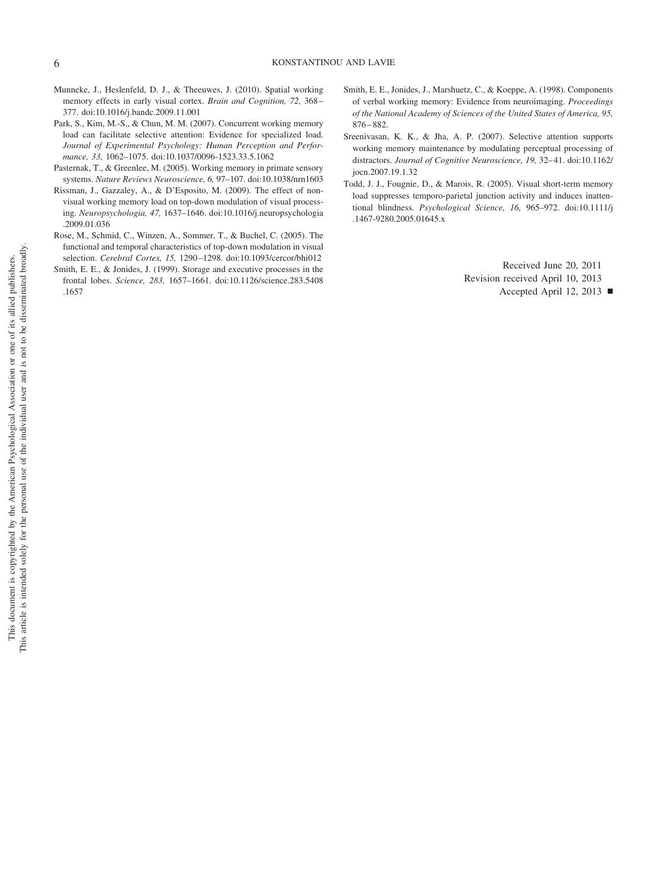Munneke, J., Heslenfeld, D. J., & Theeuwes, J. (2010). Spatial working memory effects in early visual cortex. *Brain and Cognition, 72,* 368–377. doi:10.1016/j.bandc.2009.11.001

Park, S., Kim, M.-S., & Chun, M. M. (2007). Concurrent working memory load can facilitate selective attention: Evidence for specialized load. *Journal of Experimental Psychology: Human Perception and Performance, 33,* 1062–1075. doi:10.1037/0096-1523.33.5.1062

Pasternak, T., & Greenlee, M. (2005). Working memory in primate sensory systems. *Nature Reviews Neuroscience, 6,* 97–107. doi:10.1038/nrn1603

Rissman, J., Gazzaley, A., & D'Esposito, M. (2009). The effect of non-visual working memory load on top-down modulation of visual processing. *Neuropsychologia, 47,* 1637–1646. doi:10.1016/j.neuropsychologia.2009.01.036

Rose, M., Schmid, C., Winzen, A., Sommer, T., & Buchel, C. (2005). The functional and temporal characteristics of top-down modulation in visual selection. *Cerebral Cortex, 15,* 1290–1298. doi:10.1093/cercor/bhi012

Smith, E. E., & Jonides, J. (1999). Storage and executive processes in the frontal lobes. *Science, 283,* 1657–1661. doi:10.1126/science.283.5408.1657

Smith, E. E., Jonides, J., Marshuetz, C., & Koeppe, A. (1998). Components of verbal working memory: Evidence from neuroimaging. *Proceedings of the National Academy of Sciences of the United States of America, 95,* 876–882.

Sreenivasan, K. K., & Jha, A. P. (2007). Selective attention supports working memory maintenance by modulating perceptual processing of distractors. *Journal of Cognitive Neuroscience, 19,* 32–41. doi:10.1162/jocn.2007.19.1.32

Todd, J. J., Fougnie, D., & Marois, R. (2005). Visual short-term memory load suppresses temporo-parietal junction activity and induces inattentional blindness. *Psychological Science, 16,* 965–972. doi:10.1111/j.1467-9280.2005.01645.x

Received June 20, 2011
Revision received April 10, 2013
Accepted April 12, 2013 ■